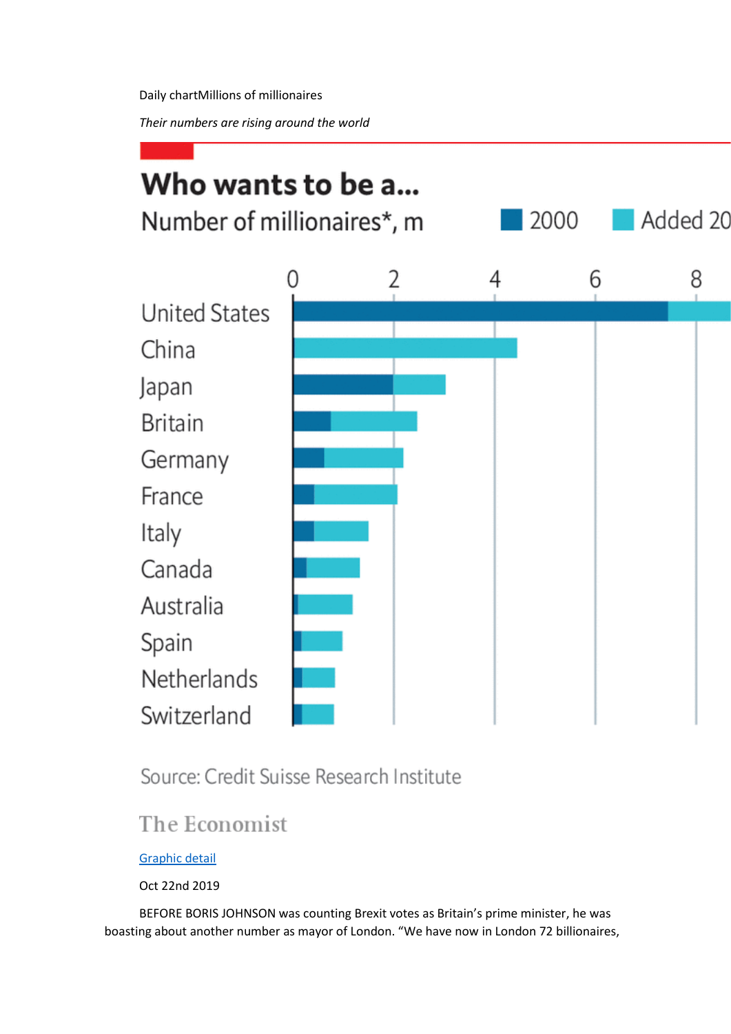Daily chartMillions of millionaires

*Their numbers are rising around the world*

# Who wants to be a...

Number of millionaires*, m

2000 Added 20

0 2 4 6 8

United States
China
Japan
Britain
Germany
France
Italy
Canada
Australia
Spain
Netherlands
Switzerland

Source: Credit Suisse Research Institute

The Economist

[Graphic detail]()

Oct 22nd 2019

BEFORE BORIS JOHNSON was counting Brexit votes as Britain's prime minister, he was boasting about another number as mayor of London. "We have now in London 72 billionaires,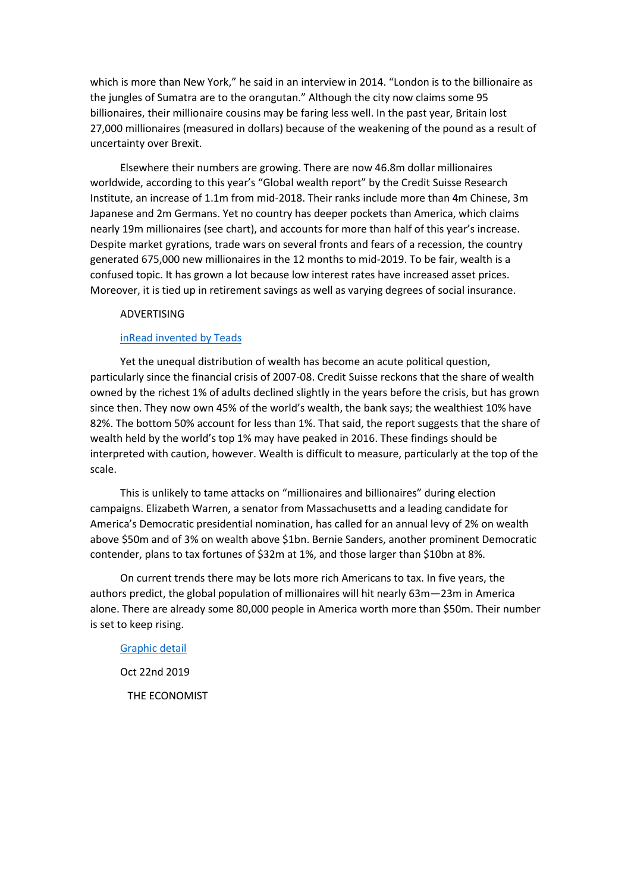which is more than New York," he said in an interview in 2014. "London is to the billionaire as the jungles of Sumatra are to the orangutan." Although the city now claims some 95 billionaires, their millionaire cousins may be faring less well. In the past year, Britain lost 27,000 millionaires (measured in dollars) because of the weakening of the pound as a result of uncertainty over Brexit.

Elsewhere their numbers are growing. There are now 46.8m dollar millionaires worldwide, according to this year's "Global wealth report" by the Credit Suisse Research Institute, an increase of 1.1m from mid-2018. Their ranks include more than 4m Chinese, 3m Japanese and 2m Germans. Yet no country has deeper pockets than America, which claims nearly 19m millionaires (see chart), and accounts for more than half of this year's increase. Despite market gyrations, trade wars on several fronts and fears of a recession, the country generated 675,000 new millionaires in the 12 months to mid-2019. To be fair, wealth is a confused topic. It has grown a lot because low interest rates have increased asset prices. Moreover, it is tied up in retirement savings as well as varying degrees of social insurance.

ADVERTISING

inRead invented by Teads

Yet the unequal distribution of wealth has become an acute political question, particularly since the financial crisis of 2007-08. Credit Suisse reckons that the share of wealth owned by the richest 1% of adults declined slightly in the years before the crisis, but has grown since then. They now own 45% of the world's wealth, the bank says; the wealthiest 10% have 82%. The bottom 50% account for less than 1%. That said, the report suggests that the share of wealth held by the world's top 1% may have peaked in 2016. These findings should be interpreted with caution, however. Wealth is difficult to measure, particularly at the top of the scale.

This is unlikely to tame attacks on "millionaires and billionaires" during election campaigns. Elizabeth Warren, a senator from Massachusetts and a leading candidate for America's Democratic presidential nomination, has called for an annual levy of 2% on wealth above $50m and of 3% on wealth above $1bn. Bernie Sanders, another prominent Democratic contender, plans to tax fortunes of $32m at 1%, and those larger than $10bn at 8%.

On current trends there may be lots more rich Americans to tax. In five years, the authors predict, the global population of millionaires will hit nearly 63m—23m in America alone. There are already some 80,000 people in America worth more than $50m. Their number is set to keep rising.

Graphic detail

Oct 22nd 2019

THE ECONOMIST